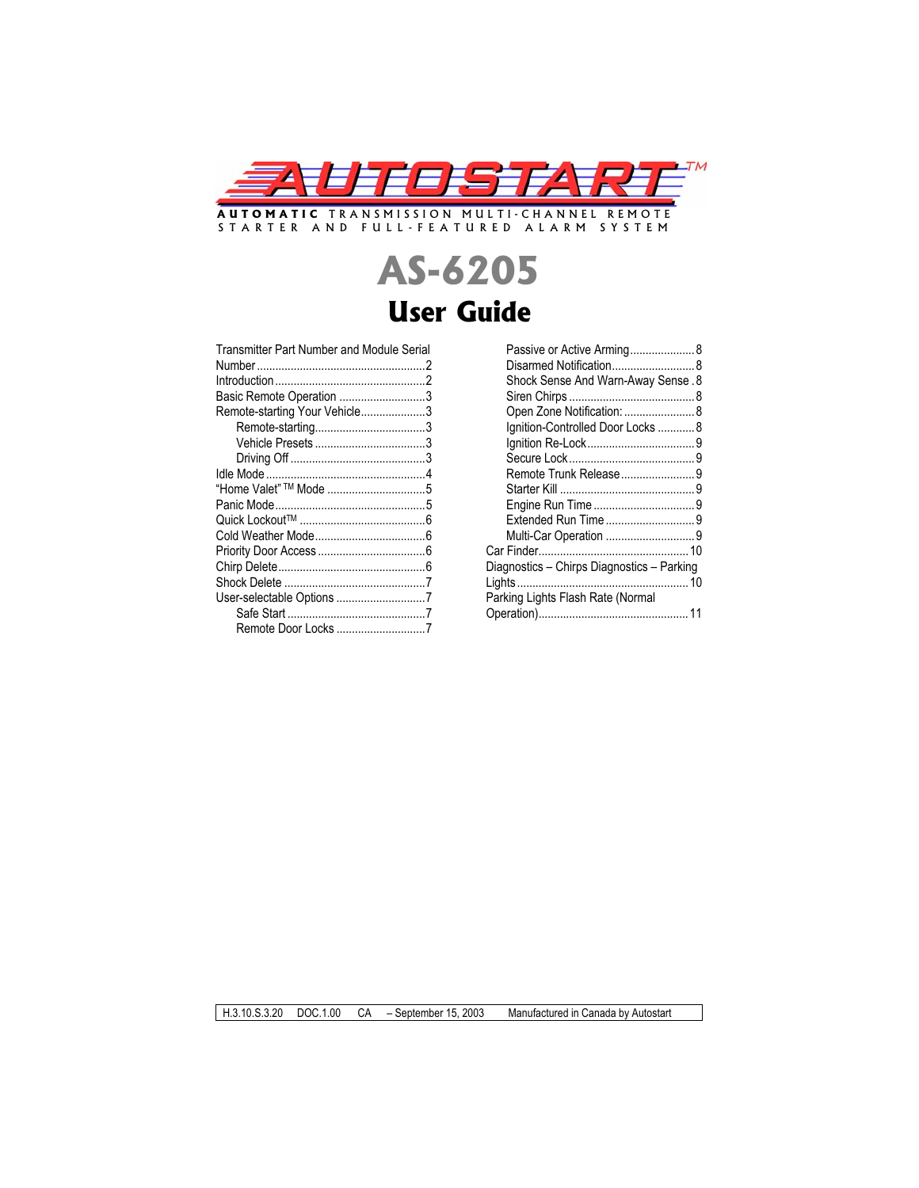# AUTOSTART™

**AUTOMATIC** TRANSMISSION MULTI-CHANNEL REMOTE STARTER AND FULL-FEATURED ALARM SYSTEM

# AS-6205

## User Guide

Transmitter Part Number and Module Serial Number .......................................................2
Introduction .................................................................2
Basic Remote Operation ............................3
Remote-starting Your Vehicle.....................3
- Remote-starting....................................3
- Vehicle Presets ....................................3
- Driving Off ............................................3

Idle Mode ....................................................4
"Home Valet" ™ Mode ................................5
Panic Mode.................................................5
Quick Lockout™ .........................................6
Cold Weather Mode....................................6
Priority Door Access ...................................6
Chirp Delete................................................6
Shock Delete ..............................................7
User-selectable Options .............................7
- Safe Start .............................................7
- Remote Door Locks .............................7
- Passive or Active Arming.....................8
- Disarmed Notification...........................8
- Shock Sense And Warn-Away Sense .8
- Siren Chirps .........................................8
- Open Zone Notification: .......................8
- Ignition-Controlled Door Locks ............8
- Ignition Re-Lock...................................9
- Secure Lock .........................................9
- Remote Trunk Release........................9
- Starter Kill ............................................9
- Engine Run Time .................................9
- Extended Run Time .............................9
- Multi-Car Operation .............................9

Car Finder.................................................10
Diagnostics – Chirps Diagnostics – Parking Lights ........................................................10
Parking Lights Flash Rate (Normal Operation)................................................11

H.3.10.S.3.20 DOC.1.00 CA – September 15, 2003 Manufactured in Canada by Autostart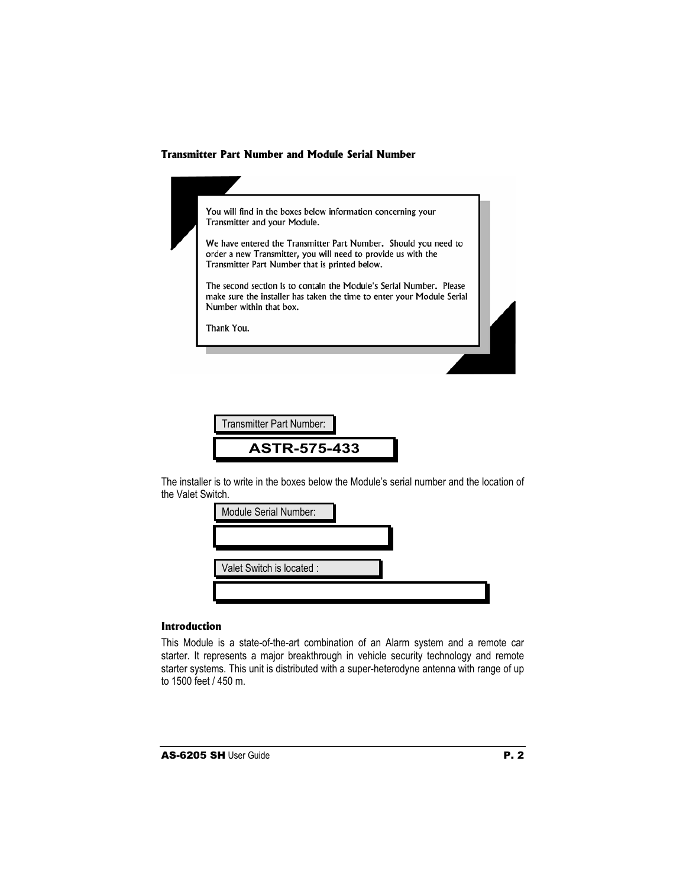### Transmitter Part Number and Module Serial Number

You will find in the boxes below information concerning your Transmitter and your Module.

We have entered the Transmitter Part Number. Should you need to order a new Transmitter, you will need to provide us with the Transmitter Part Number that is printed below.

The second section is to contain the Module's Serial Number. Please make sure the installer has taken the time to enter your Module Serial Number within that box.

Thank You.

Transmitter Part Number:

**ASTR-575-433**

The installer is to write in the boxes below the Module's serial number and the location of the Valet Switch.

Module Serial Number:

Valet Switch is located :

### Introduction

This Module is a state-of-the-art combination of an Alarm system and a remote car starter. It represents a major breakthrough in vehicle security technology and remote starter systems. This unit is distributed with a super-heterodyne antenna with range of up to 1500 feet / 450 m.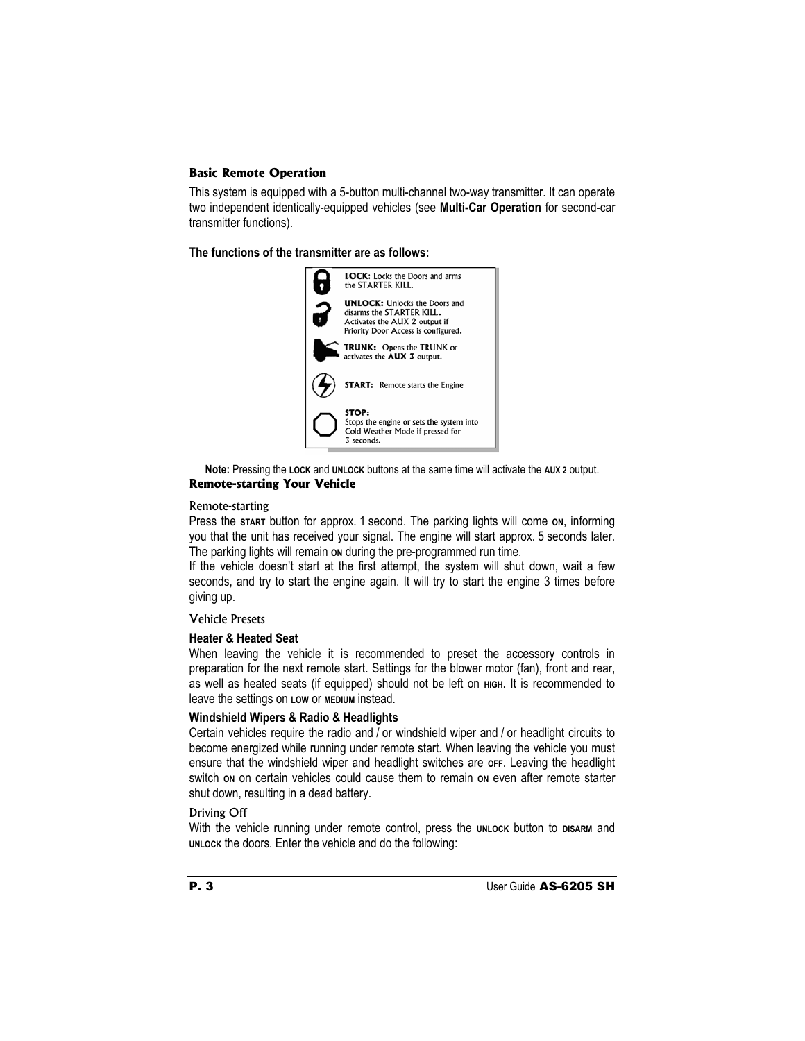## Basic Remote Operation

This system is equipped with a 5-button multi-channel two-way transmitter. It can operate two independent identically-equipped vehicles (see **Multi-Car Operation** for second-car transmitter functions).

**The functions of the transmitter are as follows:**

**LOCK:** Locks the Doors and arms the STARTER KILL.

**UNLOCK:** Unlocks the Doors and disarms the STARTER KILL. Activates the AUX 2 output if Priority Door Access is configured.

**TRUNK:** Opens the TRUNK or activates the **AUX 3** output.

**START:** Remote starts the Engine

**STOP:** Stops the engine or sets the system into Cold Weather Mode if pressed for 3 seconds.

**Note:** Pressing the LOCK and UNLOCK buttons at the same time will activate the AUX 2 output.

## Remote-starting Your Vehicle

### Remote-starting

Press the START button for approx. 1 second. The parking lights will come ON, informing you that the unit has received your signal. The engine will start approx. 5 seconds later. The parking lights will remain ON during the pre-programmed run time.

If the vehicle doesn't start at the first attempt, the system will shut down, wait a few seconds, and try to start the engine again. It will try to start the engine 3 times before giving up.

### Vehicle Presets

**Heater & Heated Seat**

When leaving the vehicle it is recommended to preset the accessory controls in preparation for the next remote start. Settings for the blower motor (fan), front and rear, as well as heated seats (if equipped) should not be left on HIGH. It is recommended to leave the settings on LOW or MEDIUM instead.

**Windshield Wipers & Radio & Headlights**

Certain vehicles require the radio and / or windshield wiper and / or headlight circuits to become energized while running under remote start. When leaving the vehicle you must ensure that the windshield wiper and headlight switches are OFF. Leaving the headlight switch ON on certain vehicles could cause them to remain ON even after remote starter shut down, resulting in a dead battery.

### Driving Off

With the vehicle running under remote control, press the UNLOCK button to DISARM and UNLOCK the doors. Enter the vehicle and do the following: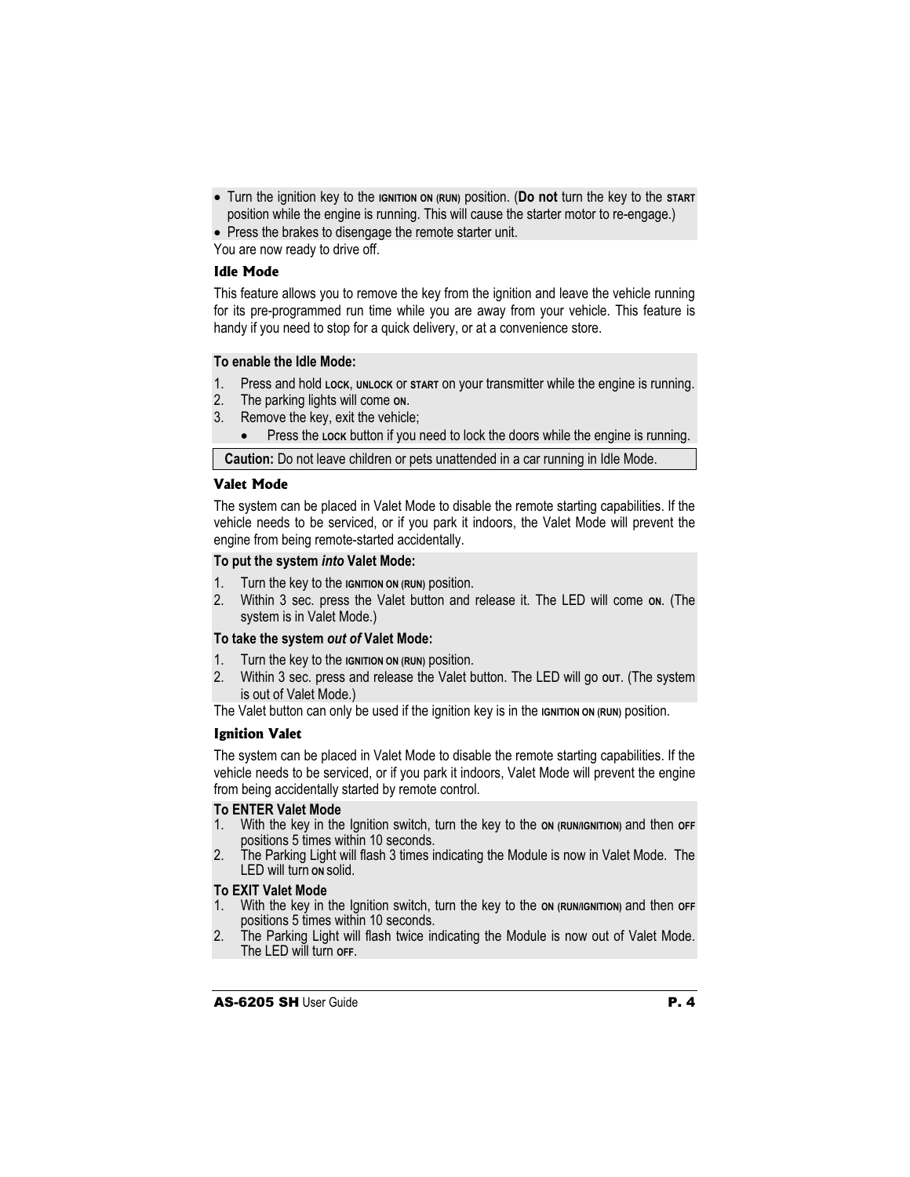- Turn the ignition key to the IGNITION ON (RUN) position. (**Do not** turn the key to the START position while the engine is running. This will cause the starter motor to re-engage.)
- Press the brakes to disengage the remote starter unit.

You are now ready to drive off.

### Idle Mode

This feature allows you to remove the key from the ignition and leave the vehicle running for its pre-programmed run time while you are away from your vehicle. This feature is handy if you need to stop for a quick delivery, or at a convenience store.

**To enable the Idle Mode:**

1. Press and hold LOCK, UNLOCK or START on your transmitter while the engine is running.
2. The parking lights will come ON.
3. Remove the key, exit the vehicle;
   - Press the LOCK button if you need to lock the doors while the engine is running.

**Caution:** Do not leave children or pets unattended in a car running in Idle Mode.

### Valet Mode

The system can be placed in Valet Mode to disable the remote starting capabilities. If the vehicle needs to be serviced, or if you park it indoors, the Valet Mode will prevent the engine from being remote-started accidentally.

**To put the system *into* Valet Mode:**

1. Turn the key to the IGNITION ON (RUN) position.
2. Within 3 sec. press the Valet button and release it. The LED will come ON. (The system is in Valet Mode.)

**To take the system *out of* Valet Mode:**

1. Turn the key to the IGNITION ON (RUN) position.
2. Within 3 sec. press and release the Valet button. The LED will go OUT. (The system is out of Valet Mode.)

The Valet button can only be used if the ignition key is in the IGNITION ON (RUN) position.

### Ignition Valet

The system can be placed in Valet Mode to disable the remote starting capabilities. If the vehicle needs to be serviced, or if you park it indoors, Valet Mode will prevent the engine from being accidentally started by remote control.

**To ENTER Valet Mode**

1. With the key in the Ignition switch, turn the key to the ON (RUN/IGNITION) and then OFF positions 5 times within 10 seconds.
2. The Parking Light will flash 3 times indicating the Module is now in Valet Mode. The LED will turn ON solid.

**To EXIT Valet Mode**

1. With the key in the Ignition switch, turn the key to the ON (RUN/IGNITION) and then OFF positions 5 times within 10 seconds.
2. The Parking Light will flash twice indicating the Module is now out of Valet Mode. The LED will turn OFF.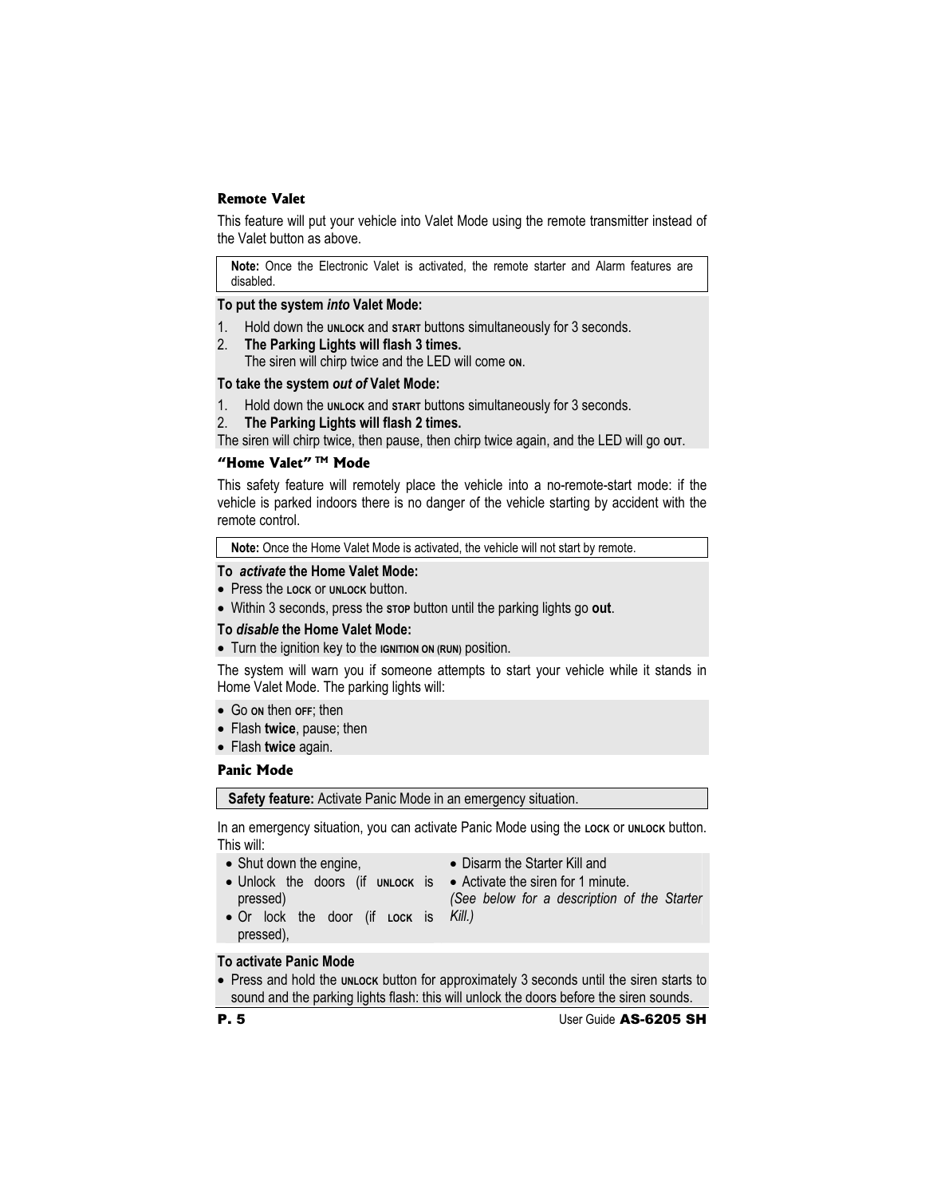### Remote Valet

This feature will put your vehicle into Valet Mode using the remote transmitter instead of the Valet button as above.

> **Note:** Once the Electronic Valet is activated, the remote starter and Alarm features are disabled.

**To put the system *into* Valet Mode:**

1. Hold down the UNLOCK and START buttons simultaneously for 3 seconds.
2. **The Parking Lights will flash 3 times.**
   The siren will chirp twice and the LED will come ON.

**To take the system *out of* Valet Mode:**

1. Hold down the UNLOCK and START buttons simultaneously for 3 seconds.
2. **The Parking Lights will flash 2 times.**

The siren will chirp twice, then pause, then chirp twice again, and the LED will go OUT.

### "Home Valet" ™ Mode

This safety feature will remotely place the vehicle into a no-remote-start mode: if the vehicle is parked indoors there is no danger of the vehicle starting by accident with the remote control.

> **Note:** Once the Home Valet Mode is activated, the vehicle will not start by remote.

**To *activate* the Home Valet Mode:**

- Press the LOCK or UNLOCK button.
- Within 3 seconds, press the STOP button until the parking lights go **out**.

**To *disable* the Home Valet Mode:**

- Turn the ignition key to the IGNITION ON (RUN) position.

The system will warn you if someone attempts to start your vehicle while it stands in Home Valet Mode. The parking lights will:

- Go ON then OFF; then
- Flash **twice**, pause; then
- Flash **twice** again.

### Panic Mode

> **Safety feature:** Activate Panic Mode in an emergency situation.

In an emergency situation, you can activate Panic Mode using the LOCK or UNLOCK button. This will:

- Shut down the engine,
- Unlock the doors (if UNLOCK is pressed)
- Or lock the door (if LOCK is pressed),
- Disarm the Starter Kill and
- Activate the siren for 1 minute.

*(See below for a description of the Starter Kill.)*

**To activate Panic Mode**

- Press and hold the UNLOCK button for approximately 3 seconds until the siren starts to sound and the parking lights flash: this will unlock the doors before the siren sounds.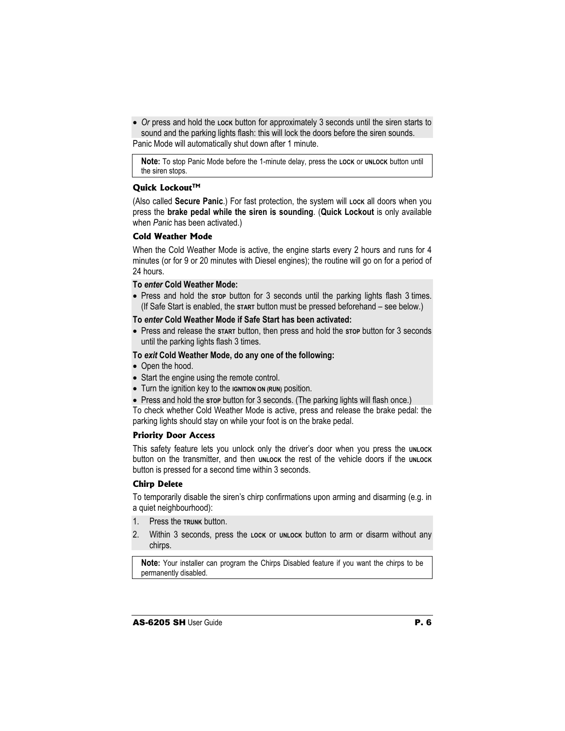- *Or* press and hold the LOCK button for approximately 3 seconds until the siren starts to sound and the parking lights flash: this will lock the doors before the siren sounds.

Panic Mode will automatically shut down after 1 minute.

> **Note:** To stop Panic Mode before the 1-minute delay, press the LOCK or UNLOCK button until the siren stops.

### Quick Lockout™

(Also called **Secure Panic**.) For fast protection, the system will LOCK all doors when you press the **brake pedal while the siren is sounding**. (**Quick Lockout** is only available when *Panic* has been activated.)

### Cold Weather Mode

When the Cold Weather Mode is active, the engine starts every 2 hours and runs for 4 minutes (or for 9 or 20 minutes with Diesel engines); the routine will go on for a period of 24 hours.

**To *enter* Cold Weather Mode:**

- Press and hold the STOP button for 3 seconds until the parking lights flash 3 times. (If Safe Start is enabled, the START button must be pressed beforehand – see below.)

**To *enter* Cold Weather Mode if Safe Start has been activated:**

- Press and release the START button, then press and hold the STOP button for 3 seconds until the parking lights flash 3 times.

**To *exit* Cold Weather Mode, do any one of the following:**

- Open the hood.
- Start the engine using the remote control.
- Turn the ignition key to the IGNITION ON (RUN) position.
- Press and hold the STOP button for 3 seconds. (The parking lights will flash once.)

To check whether Cold Weather Mode is active, press and release the brake pedal: the parking lights should stay on while your foot is on the brake pedal.

### Priority Door Access

This safety feature lets you unlock only the driver's door when you press the UNLOCK button on the transmitter, and then UNLOCK the rest of the vehicle doors if the UNLOCK button is pressed for a second time within 3 seconds.

### Chirp Delete

To temporarily disable the siren's chirp confirmations upon arming and disarming (e.g. in a quiet neighbourhood):

1. Press the TRUNK button.
2. Within 3 seconds, press the LOCK or UNLOCK button to arm or disarm without any chirps.

> **Note:** Your installer can program the Chirps Disabled feature if you want the chirps to be permanently disabled.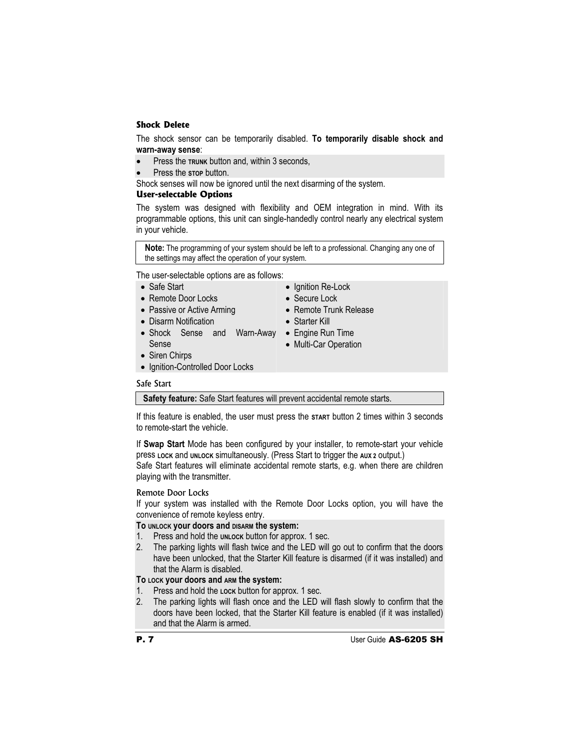### Shock Delete

The shock sensor can be temporarily disabled. **To temporarily disable shock and warn-away sense**:

- Press the TRUNK button and, within 3 seconds,
- Press the STOP button.

Shock senses will now be ignored until the next disarming of the system.

### User-selectable Options

The system was designed with flexibility and OEM integration in mind. With its programmable options, this unit can single-handedly control nearly any electrical system in your vehicle.

> **Note:** The programming of your system should be left to a professional. Changing any one of the settings may affect the operation of your system.

The user-selectable options are as follows:

- Safe Start
- Remote Door Locks
- Passive or Active Arming
- Disarm Notification
- Shock Sense and Warn-Away Sense
- Siren Chirps
- Ignition-Controlled Door Locks
- Ignition Re-Lock
- Secure Lock
- Remote Trunk Release
- Starter Kill
- Engine Run Time
- Multi-Car Operation

#### Safe Start

> **Safety feature:** Safe Start features will prevent accidental remote starts.

If this feature is enabled, the user must press the START button 2 times within 3 seconds to remote-start the vehicle.

If **Swap Start** Mode has been configured by your installer, to remote-start your vehicle press LOCK and UNLOCK simultaneously. (Press Start to trigger the AUX 2 output.)
Safe Start features will eliminate accidental remote starts, e.g. when there are children playing with the transmitter.

#### Remote Door Locks

If your system was installed with the Remote Door Locks option, you will have the convenience of remote keyless entry.

**To UNLOCK your doors and DISARM the system:**

1. Press and hold the UNLOCK button for approx. 1 sec.
2. The parking lights will flash twice and the LED will go out to confirm that the doors have been unlocked, that the Starter Kill feature is disarmed (if it was installed) and that the Alarm is disabled.

**To LOCK your doors and ARM the system:**

1. Press and hold the LOCK button for approx. 1 sec.
2. The parking lights will flash once and the LED will flash slowly to confirm that the doors have been locked, that the Starter Kill feature is enabled (if it was installed) and that the Alarm is armed.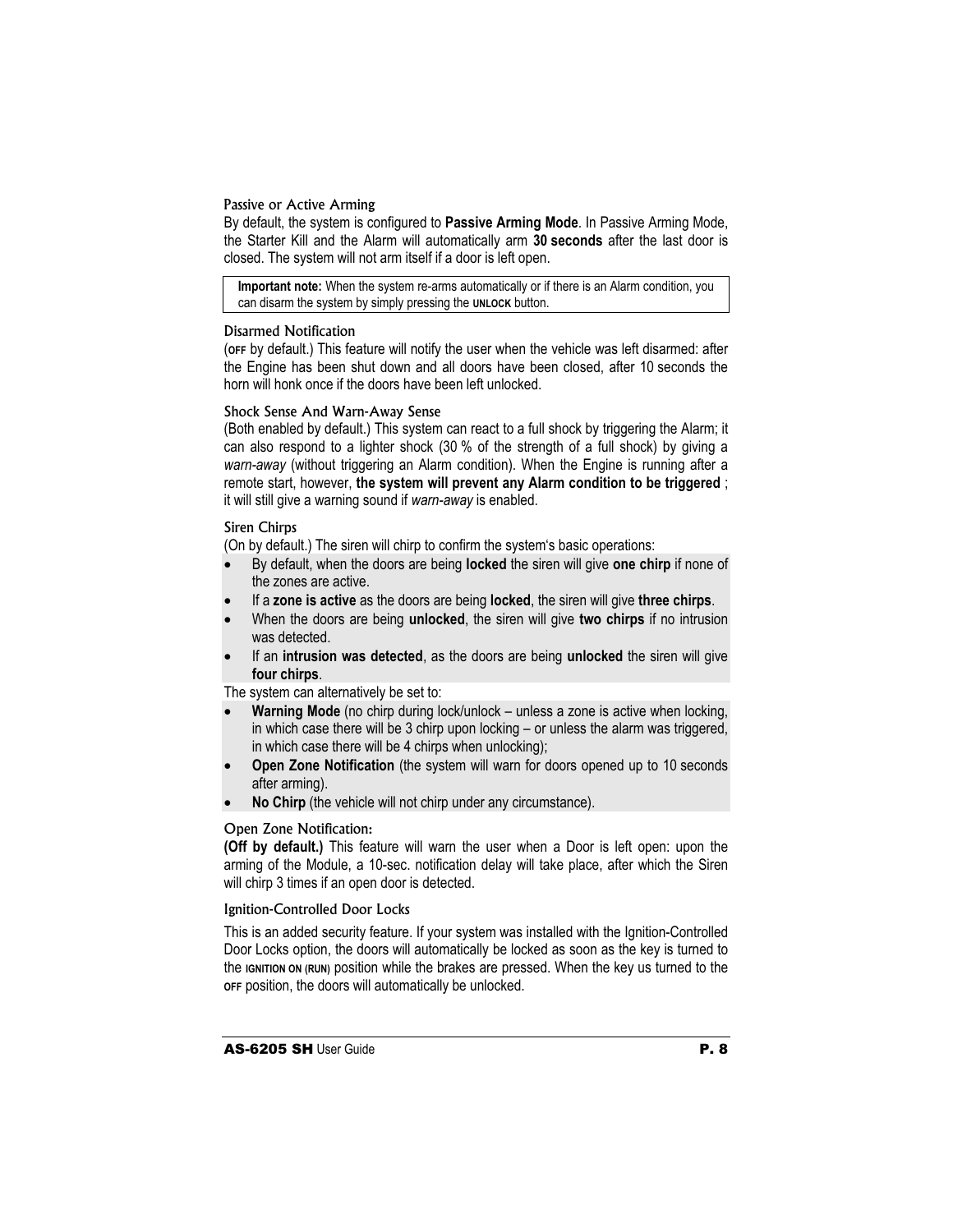### Passive or Active Arming

By default, the system is configured to **Passive Arming Mode**. In Passive Arming Mode, the Starter Kill and the Alarm will automatically arm **30 seconds** after the last door is closed. The system will not arm itself if a door is left open.

> **Important note:** When the system re-arms automatically or if there is an Alarm condition, you can disarm the system by simply pressing the **UNLOCK** button.

### Disarmed Notification

(**OFF** by default.) This feature will notify the user when the vehicle was left disarmed: after the Engine has been shut down and all doors have been closed, after 10 seconds the horn will honk once if the doors have been left unlocked.

### Shock Sense And Warn-Away Sense

(Both enabled by default.) This system can react to a full shock by triggering the Alarm; it can also respond to a lighter shock (30 % of the strength of a full shock) by giving a *warn-away* (without triggering an Alarm condition). When the Engine is running after a remote start, however, **the system will prevent any Alarm condition to be triggered** ; it will still give a warning sound if *warn-away* is enabled.

### Siren Chirps

(On by default.) The siren will chirp to confirm the system's basic operations:

- By default, when the doors are being **locked** the siren will give **one chirp** if none of the zones are active.
- If a **zone is active** as the doors are being **locked**, the siren will give **three chirps**.
- When the doors are being **unlocked**, the siren will give **two chirps** if no intrusion was detected.
- If an **intrusion was detected**, as the doors are being **unlocked** the siren will give **four chirps**.

The system can alternatively be set to:

- **Warning Mode** (no chirp during lock/unlock – unless a zone is active when locking, in which case there will be 3 chirp upon locking – or unless the alarm was triggered, in which case there will be 4 chirps when unlocking);
- **Open Zone Notification** (the system will warn for doors opened up to 10 seconds after arming).
- **No Chirp** (the vehicle will not chirp under any circumstance).

### Open Zone Notification:

**(Off by default.)** This feature will warn the user when a Door is left open: upon the arming of the Module, a 10-sec. notification delay will take place, after which the Siren will chirp 3 times if an open door is detected.

### Ignition-Controlled Door Locks

This is an added security feature. If your system was installed with the Ignition-Controlled Door Locks option, the doors will automatically be locked as soon as the key is turned to the **IGNITION ON (RUN)** position while the brakes are pressed. When the key us turned to the **OFF** position, the doors will automatically be unlocked.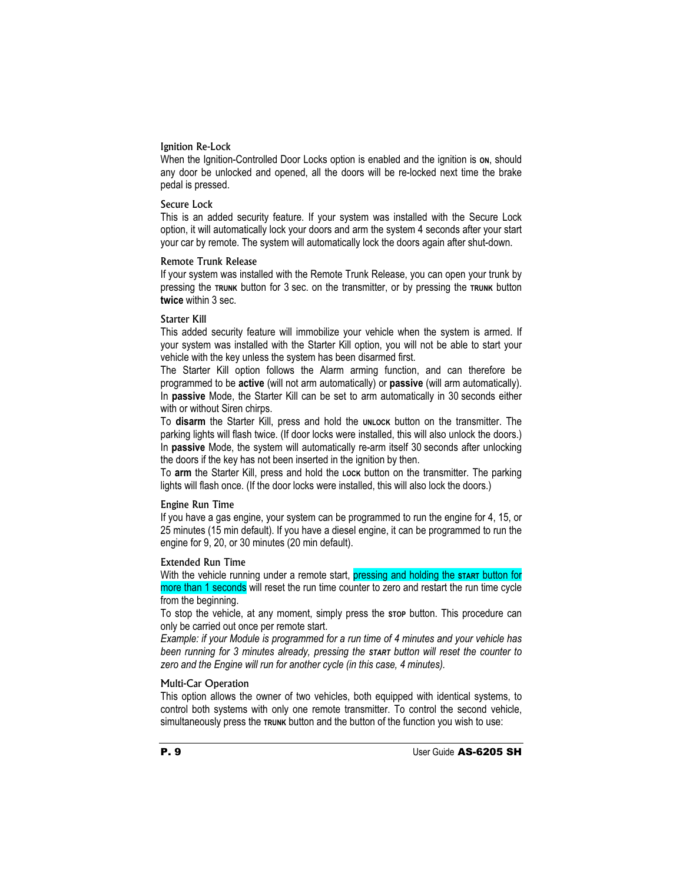### Ignition Re-Lock

When the Ignition-Controlled Door Locks option is enabled and the ignition is ON, should any door be unlocked and opened, all the doors will be re-locked next time the brake pedal is pressed.

### Secure Lock

This is an added security feature. If your system was installed with the Secure Lock option, it will automatically lock your doors and arm the system 4 seconds after your start your car by remote. The system will automatically lock the doors again after shut-down.

### Remote Trunk Release

If your system was installed with the Remote Trunk Release, you can open your trunk by pressing the TRUNK button for 3 sec. on the transmitter, or by pressing the TRUNK button **twice** within 3 sec.

### Starter Kill

This added security feature will immobilize your vehicle when the system is armed. If your system was installed with the Starter Kill option, you will not be able to start your vehicle with the key unless the system has been disarmed first.

The Starter Kill option follows the Alarm arming function, and can therefore be programmed to be **active** (will not arm automatically) or **passive** (will arm automatically). In **passive** Mode, the Starter Kill can be set to arm automatically in 30 seconds either with or without Siren chirps.

To **disarm** the Starter Kill, press and hold the UNLOCK button on the transmitter. The parking lights will flash twice. (If door locks were installed, this will also unlock the doors.) In **passive** Mode, the system will automatically re-arm itself 30 seconds after unlocking the doors if the key has not been inserted in the ignition by then.

To **arm** the Starter Kill, press and hold the LOCK button on the transmitter. The parking lights will flash once. (If the door locks were installed, this will also lock the doors.)

### Engine Run Time

If you have a gas engine, your system can be programmed to run the engine for 4, 15, or 25 minutes (15 min default). If you have a diesel engine, it can be programmed to run the engine for 9, 20, or 30 minutes (20 min default).

### Extended Run Time

With the vehicle running under a remote start, pressing and holding the START button for more than 1 seconds will reset the run time counter to zero and restart the run time cycle from the beginning.

To stop the vehicle, at any moment, simply press the STOP button. This procedure can only be carried out once per remote start.

*Example: if your Module is programmed for a run time of 4 minutes and your vehicle has been running for 3 minutes already, pressing the START button will reset the counter to zero and the Engine will run for another cycle (in this case, 4 minutes).*

### Multi-Car Operation

This option allows the owner of two vehicles, both equipped with identical systems, to control both systems with only one remote transmitter. To control the second vehicle, simultaneously press the TRUNK button and the button of the function you wish to use: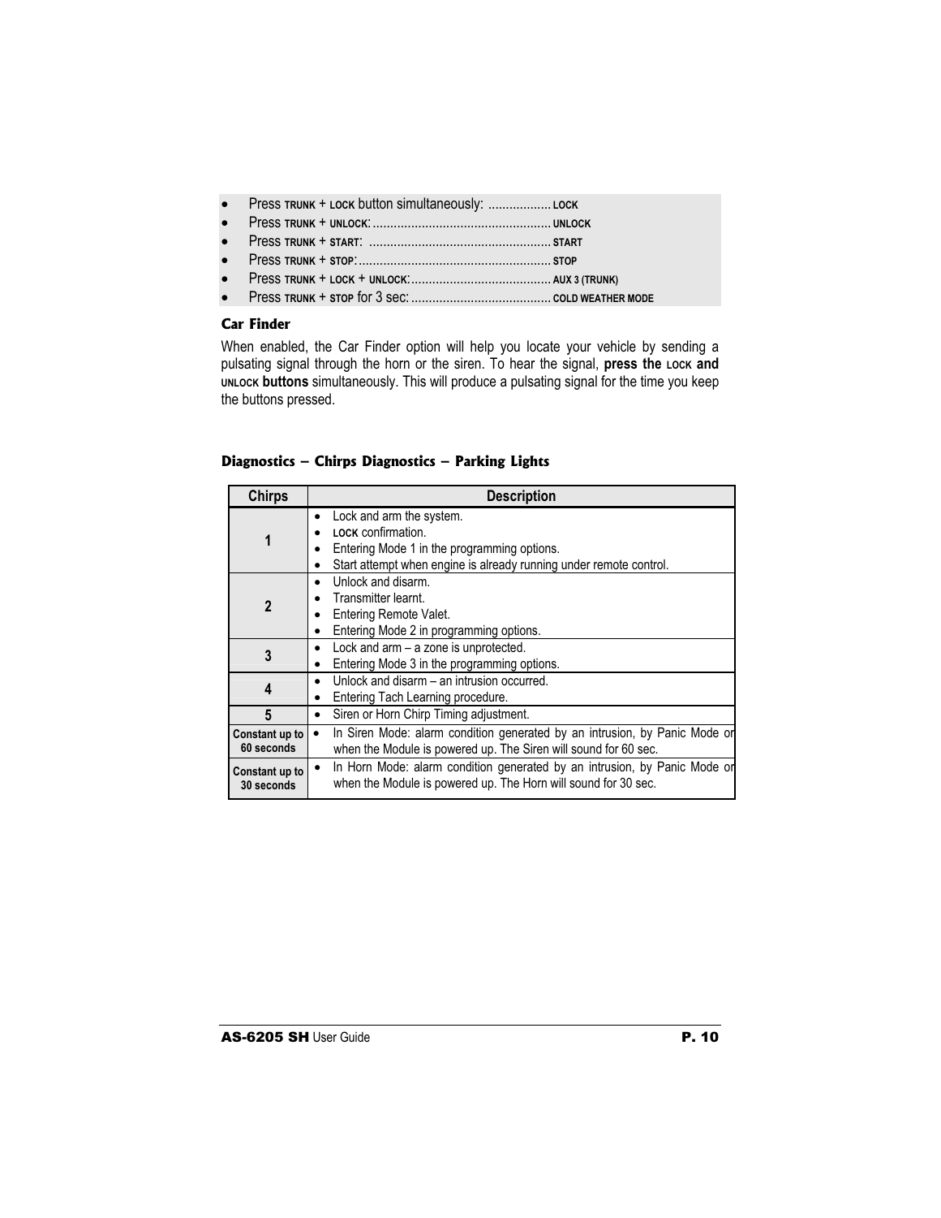- Press TRUNK + LOCK button simultaneously: .................. LOCK
- Press TRUNK + UNLOCK: .................................................. UNLOCK
- Press TRUNK + START: .................................................... START
- Press TRUNK + STOP: ...................................................... STOP
- Press TRUNK + LOCK + UNLOCK: ........................................ AUX 3 (TRUNK)
- Press TRUNK + STOP for 3 sec: ........................................ COLD WEATHER MODE

### Car Finder

When enabled, the Car Finder option will help you locate your vehicle by sending a pulsating signal through the horn or the siren. To hear the signal, **press the LOCK and UNLOCK buttons** simultaneously. This will produce a pulsating signal for the time you keep the buttons pressed.

### Diagnostics – Chirps Diagnostics – Parking Lights

| Chirps | Description |
|---|---|
| 1 | • Lock and arm the system.<br>• LOCK confirmation.<br>• Entering Mode 1 in the programming options.<br>• Start attempt when engine is already running under remote control. |
| 2 | • Unlock and disarm.<br>• Transmitter learnt.<br>• Entering Remote Valet.<br>• Entering Mode 2 in programming options. |
| 3 | • Lock and arm – a zone is unprotected.<br>• Entering Mode 3 in the programming options. |
| 4 | • Unlock and disarm – an intrusion occurred.<br>• Entering Tach Learning procedure. |
| 5 | • Siren or Horn Chirp Timing adjustment. |
| Constant up to 60 seconds | • In Siren Mode: alarm condition generated by an intrusion, by Panic Mode or when the Module is powered up. The Siren will sound for 60 sec. |
| Constant up to 30 seconds | • In Horn Mode: alarm condition generated by an intrusion, by Panic Mode or when the Module is powered up. The Horn will sound for 30 sec. |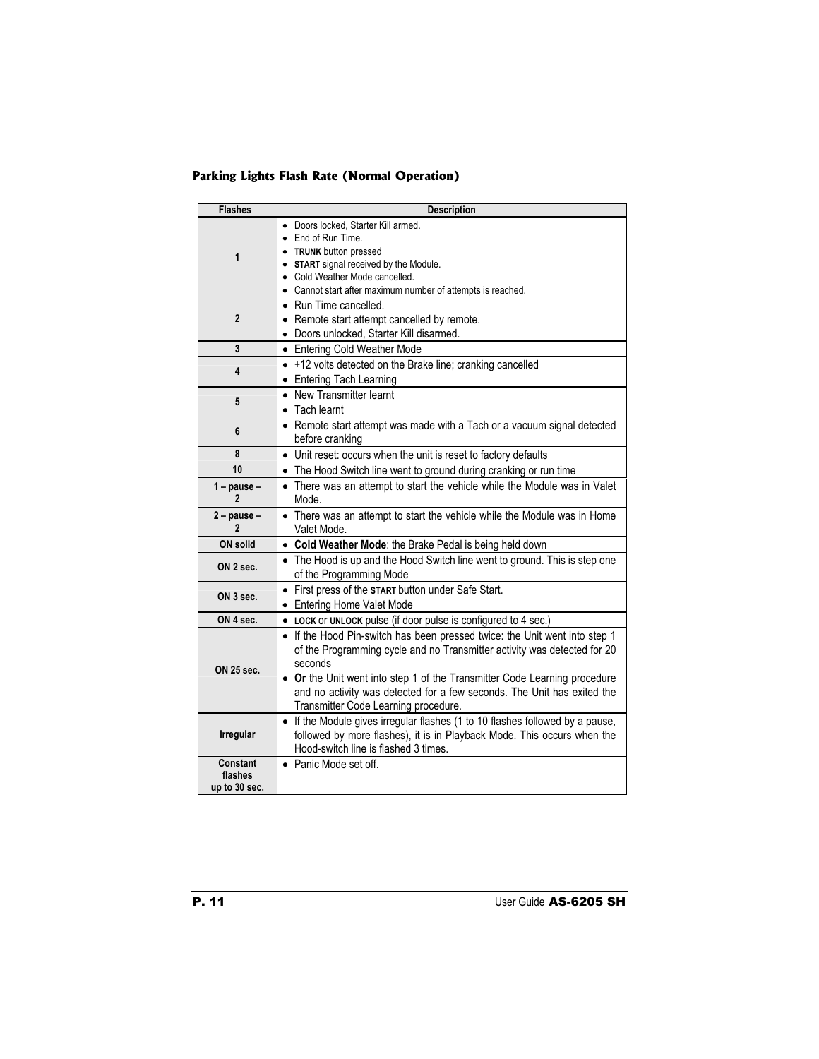## Parking Lights Flash Rate (Normal Operation)

| Flashes | Description |
|---|---|
| 1 | • Doors locked, Starter Kill armed.<br>• End of Run Time.<br>• **TRUNK** button pressed<br>• **START** signal received by the Module.<br>• Cold Weather Mode cancelled.<br>• Cannot start after maximum number of attempts is reached. |
| 2 | • Run Time cancelled.<br>• Remote start attempt cancelled by remote.<br>• Doors unlocked, Starter Kill disarmed. |
| 3 | • Entering Cold Weather Mode |
| 4 | • +12 volts detected on the Brake line; cranking cancelled<br>• Entering Tach Learning |
| 5 | • New Transmitter learnt<br>• Tach learnt |
| 6 | • Remote start attempt was made with a Tach or a vacuum signal detected before cranking |
| 8 | • Unit reset: occurs when the unit is reset to factory defaults |
| 10 | • The Hood Switch line went to ground during cranking or run time |
| 1 – pause – 2 | • There was an attempt to start the vehicle while the Module was in Valet Mode. |
| 2 – pause – 2 | • There was an attempt to start the vehicle while the Module was in Home Valet Mode. |
| ON solid | • **Cold Weather Mode**: the Brake Pedal is being held down |
| ON 2 sec. | • The Hood is up and the Hood Switch line went to ground. This is step one of the Programming Mode |
| ON 3 sec. | • First press of the **START** button under Safe Start.<br>• Entering Home Valet Mode |
| ON 4 sec. | • **LOCK** or **UNLOCK** pulse (if door pulse is configured to 4 sec.) |
| ON 25 sec. | • If the Hood Pin-switch has been pressed twice: the Unit went into step 1 of the Programming cycle and no Transmitter activity was detected for 20 seconds<br>• **Or** the Unit went into step 1 of the Transmitter Code Learning procedure and no activity was detected for a few seconds. The Unit has exited the Transmitter Code Learning procedure. |
| Irregular | • If the Module gives irregular flashes (1 to 10 flashes followed by a pause, followed by more flashes), it is in Playback Mode. This occurs when the Hood-switch line is flashed 3 times. |
| Constant flashes up to 30 sec. | • Panic Mode set off. |